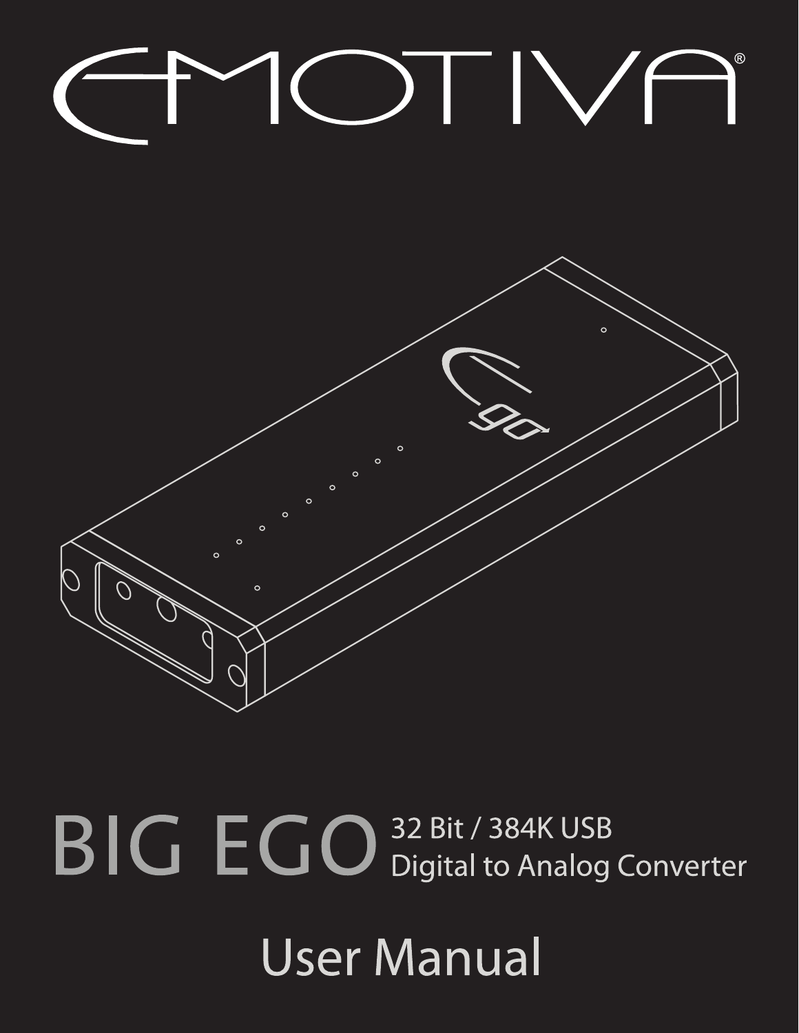# EMOTIVA®

# BIG EGO

32 Bit / 384K USB
Digital to Analog Converter

## User Manual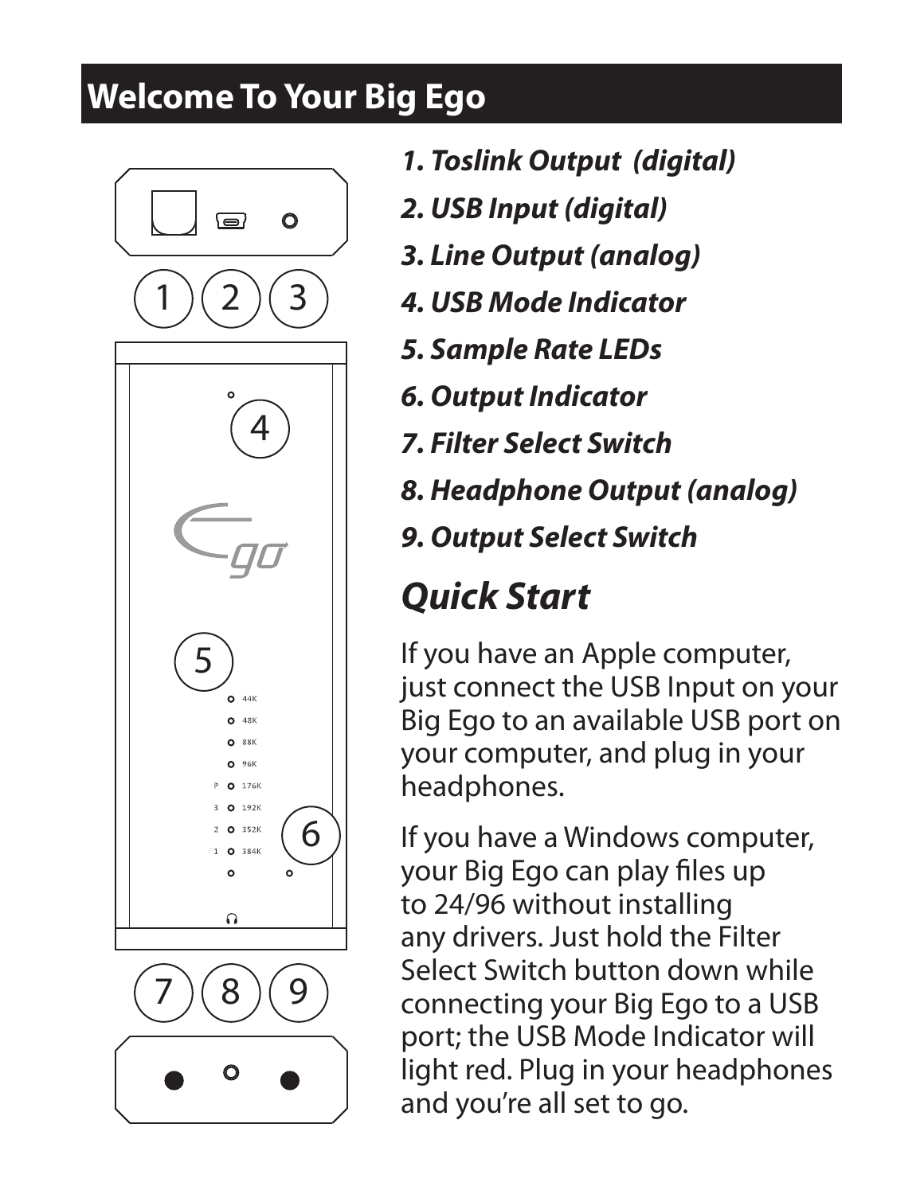## Welcome To Your Big Ego

1. ***Toslink Output (digital)***
2. ***USB Input (digital)***
3. ***Line Output (analog)***
4. ***USB Mode Indicator***
5. ***Sample Rate LEDs***
6. ***Output Indicator***
7. ***Filter Select Switch***
8. ***Headphone Output (analog)***
9. ***Output Select Switch***

## *Quick Start*

If you have an Apple computer, just connect the USB Input on your Big Ego to an available USB port on your computer, and plug in your headphones.

If you have a Windows computer, your Big Ego can play files up to 24/96 without installing any drivers. Just hold the Filter Select Switch button down while connecting your Big Ego to a USB port; the USB Mode Indicator will light red. Plug in your headphones and you're all set to go.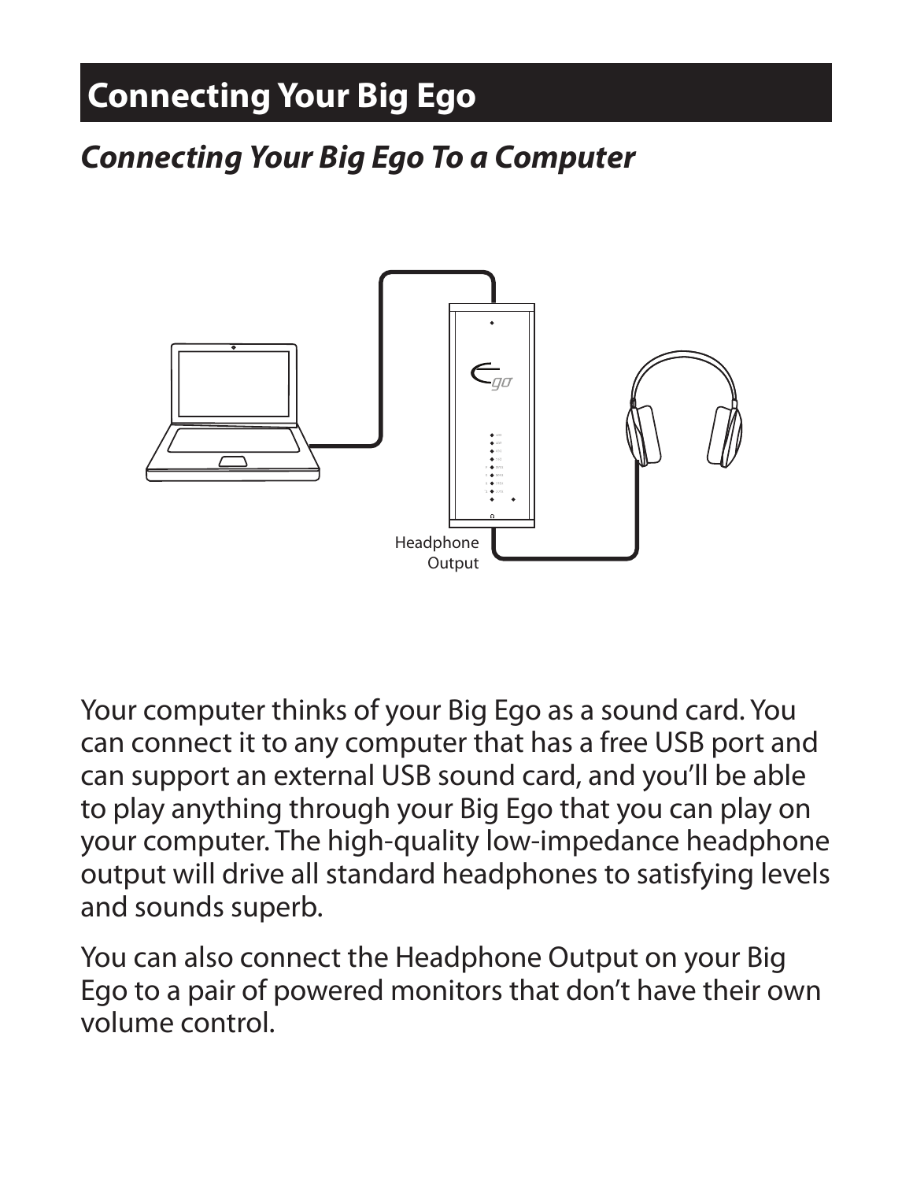# Connecting Your Big Ego

## *Connecting Your Big Ego To a Computer*

Headphone Output

Your computer thinks of your Big Ego as a sound card. You can connect it to any computer that has a free USB port and can support an external USB sound card, and you'll be able to play anything through your Big Ego that you can play on your computer. The high-quality low-impedance headphone output will drive all standard headphones to satisfying levels and sounds superb.

You can also connect the Headphone Output on your Big Ego to a pair of powered monitors that don't have their own volume control.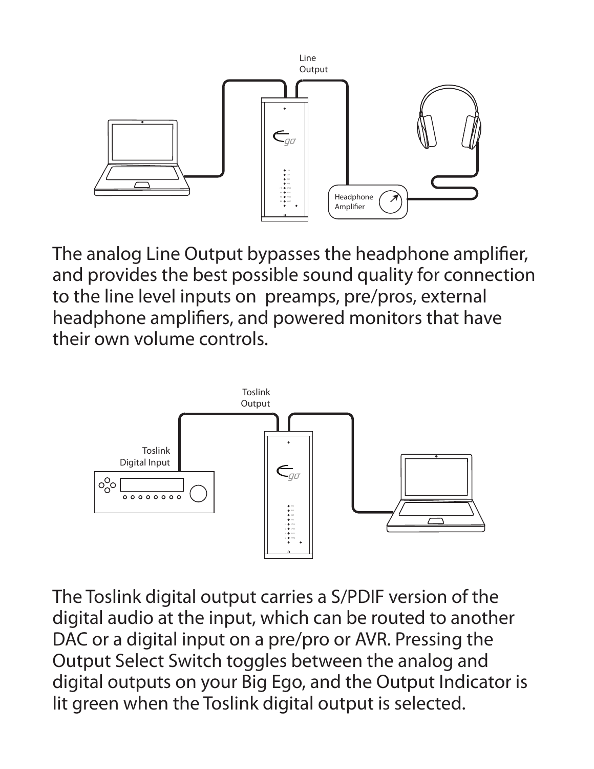The analog Line Output bypasses the headphone amplifier, and provides the best possible sound quality for connection to the line level inputs on preamps, pre/pros, external headphone amplifiers, and powered monitors that have their own volume controls.

The Toslink digital output carries a S/PDIF version of the digital audio at the input, which can be routed to another DAC or a digital input on a pre/pro or AVR. Pressing the Output Select Switch toggles between the analog and digital outputs on your Big Ego, and the Output Indicator is lit green when the Toslink digital output is selected.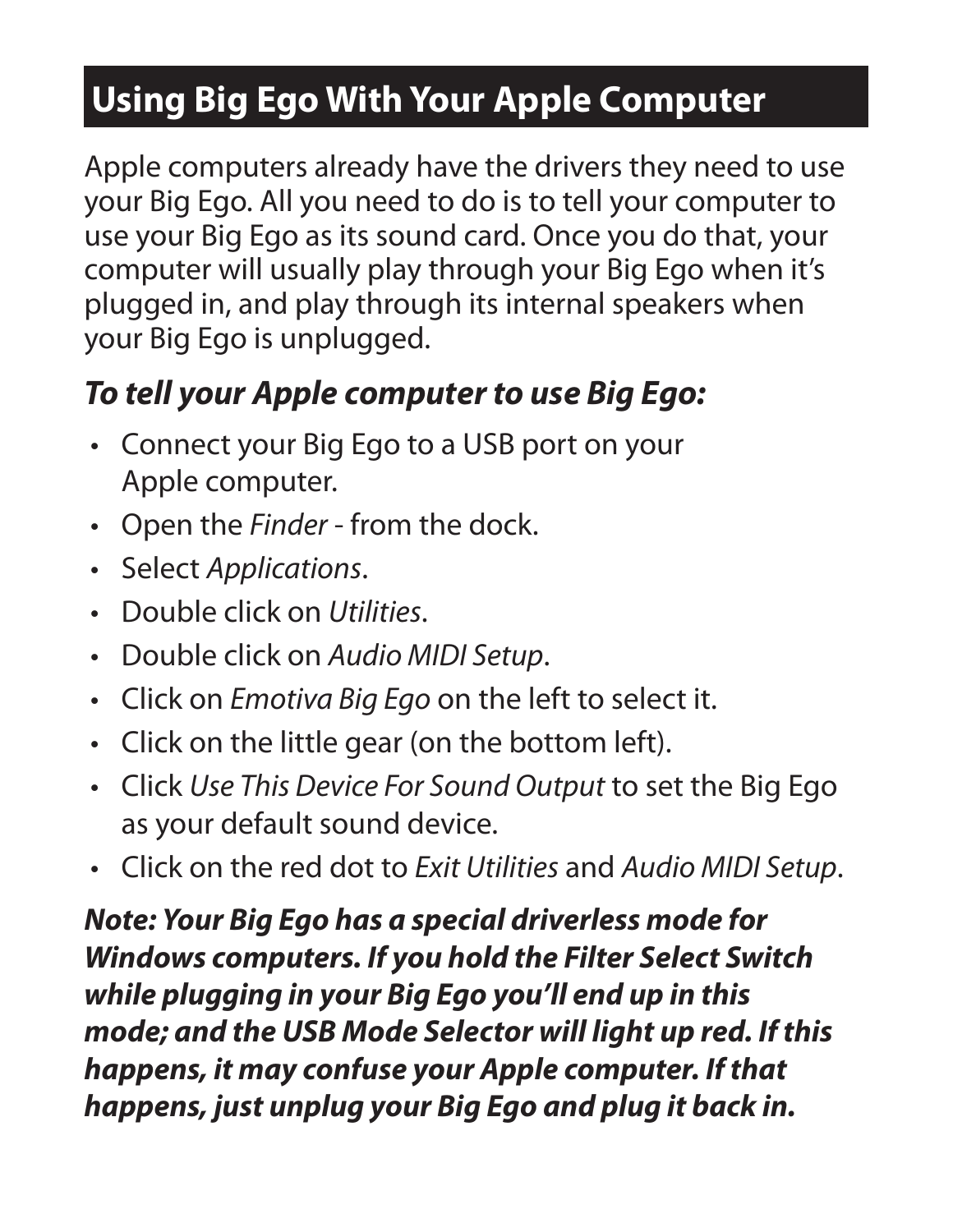## Using Big Ego With Your Apple Computer

Apple computers already have the drivers they need to use your Big Ego. All you need to do is to tell your computer to use your Big Ego as its sound card. Once you do that, your computer will usually play through your Big Ego when it's plugged in, and play through its internal speakers when your Big Ego is unplugged.

### *To tell your Apple computer to use Big Ego:*

- Connect your Big Ego to a USB port on your Apple computer.
- Open the *Finder* - from the dock.
- Select *Applications*.
- Double click on *Utilities*.
- Double click on *Audio MIDI Setup*.
- Click on *Emotiva Big Ego* on the left to select it.
- Click on the little gear (on the bottom left).
- Click *Use This Device For Sound Output* to set the Big Ego as your default sound device.
- Click on the red dot to *Exit Utilities* and *Audio MIDI Setup*.

***Note: Your Big Ego has a special driverless mode for Windows computers. If you hold the Filter Select Switch while plugging in your Big Ego you'll end up in this mode; and the USB Mode Selector will light up red. If this happens, it may confuse your Apple computer. If that happens, just unplug your Big Ego and plug it back in.***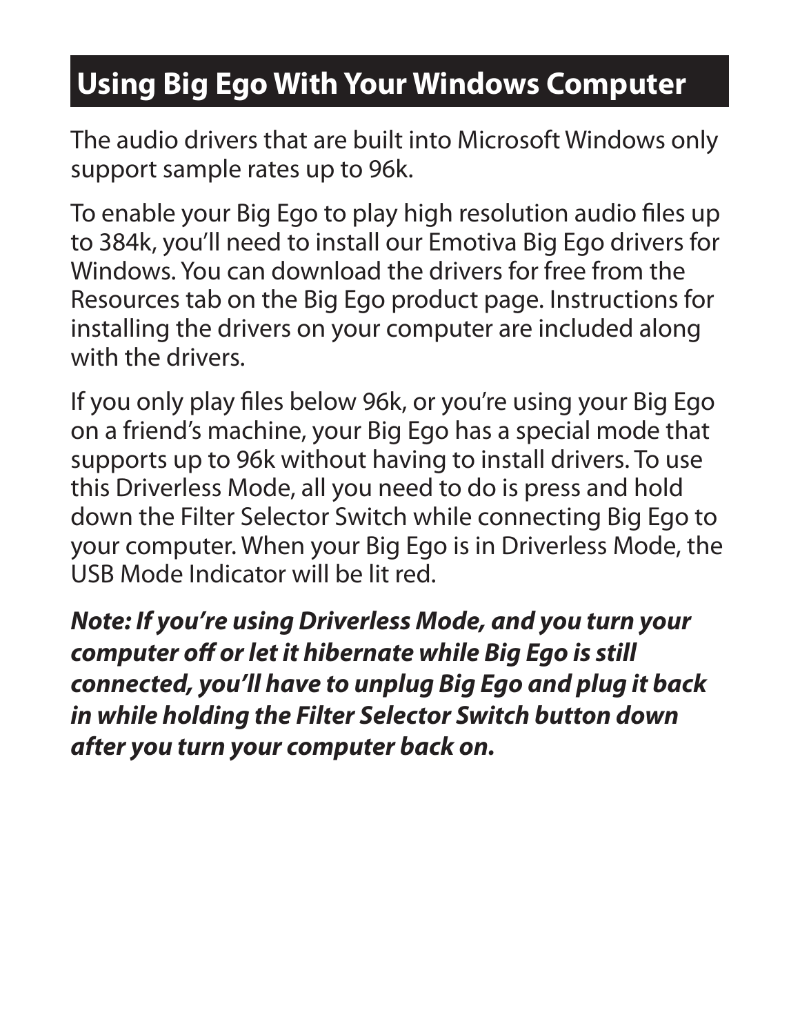## Using Big Ego With Your Windows Computer

The audio drivers that are built into Microsoft Windows only support sample rates up to 96k.

To enable your Big Ego to play high resolution audio files up to 384k, you'll need to install our Emotiva Big Ego drivers for Windows. You can download the drivers for free from the Resources tab on the Big Ego product page. Instructions for installing the drivers on your computer are included along with the drivers.

If you only play files below 96k, or you're using your Big Ego on a friend's machine, your Big Ego has a special mode that supports up to 96k without having to install drivers. To use this Driverless Mode, all you need to do is press and hold down the Filter Selector Switch while connecting Big Ego to your computer. When your Big Ego is in Driverless Mode, the USB Mode Indicator will be lit red.

***Note: If you're using Driverless Mode, and you turn your computer off or let it hibernate while Big Ego is still connected, you'll have to unplug Big Ego and plug it back in while holding the Filter Selector Switch button down after you turn your computer back on.***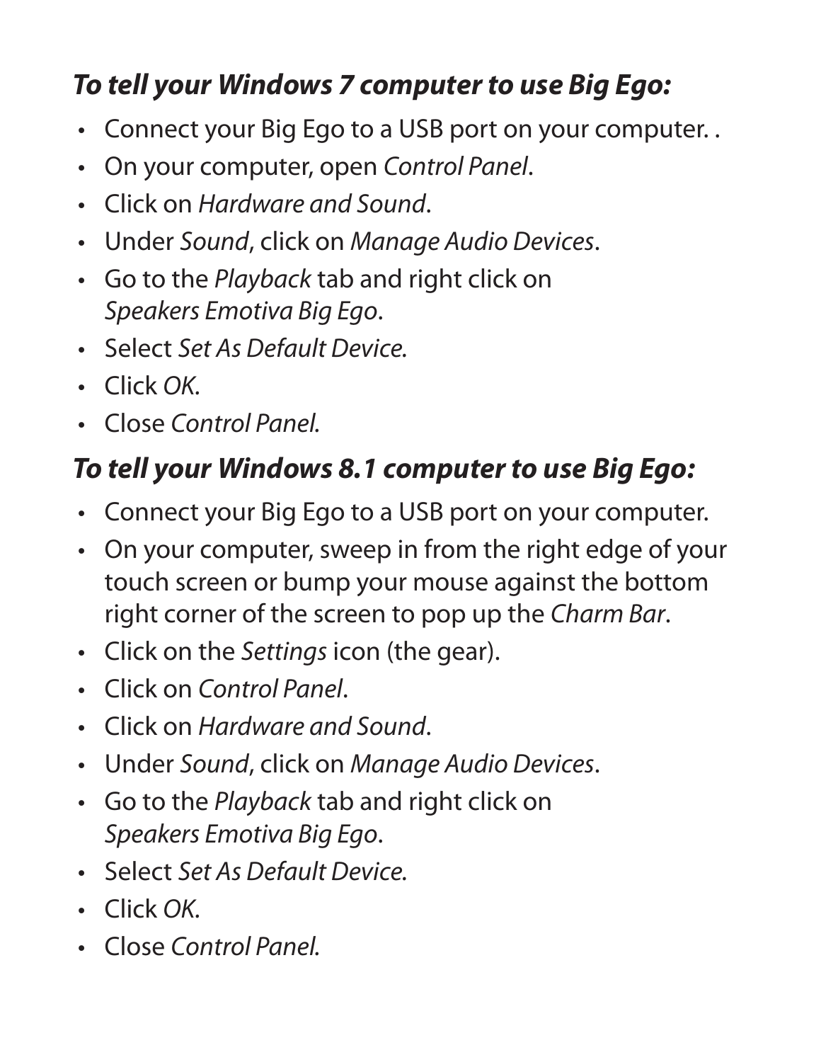### *To tell your Windows 7 computer to use Big Ego:*

- Connect your Big Ego to a USB port on your computer. .
- On your computer, open *Control Panel*.
- Click on *Hardware and Sound*.
- Under *Sound*, click on *Manage Audio Devices*.
- Go to the *Playback* tab and right click on *Speakers Emotiva Big Ego*.
- Select *Set As Default Device.*
- Click *OK.*
- Close *Control Panel.*

### *To tell your Windows 8.1 computer to use Big Ego:*

- Connect your Big Ego to a USB port on your computer.
- On your computer, sweep in from the right edge of your touch screen or bump your mouse against the bottom right corner of the screen to pop up the *Charm Bar*.
- Click on the *Settings* icon (the gear).
- Click on *Control Panel*.
- Click on *Hardware and Sound*.
- Under *Sound*, click on *Manage Audio Devices*.
- Go to the *Playback* tab and right click on *Speakers Emotiva Big Ego*.
- Select *Set As Default Device.*
- Click *OK.*
- Close *Control Panel.*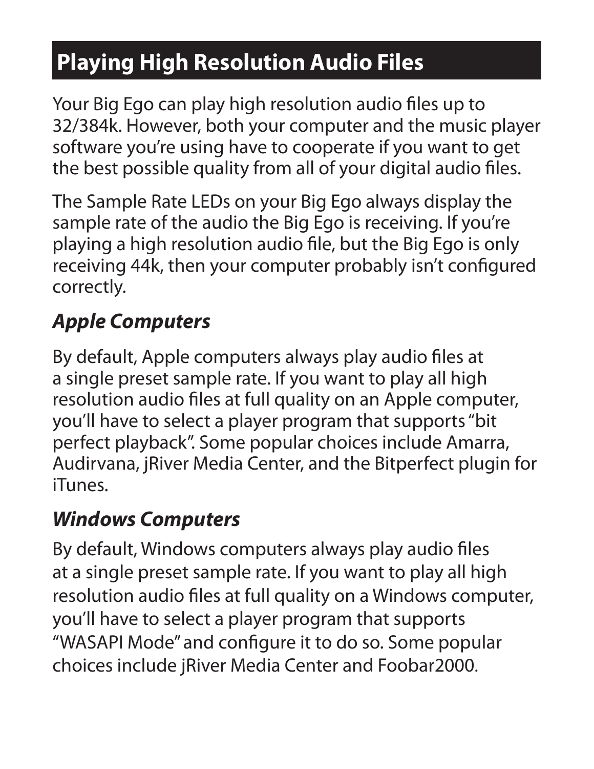## Playing High Resolution Audio Files

Your Big Ego can play high resolution audio files up to 32/384k. However, both your computer and the music player software you're using have to cooperate if you want to get the best possible quality from all of your digital audio files.

The Sample Rate LEDs on your Big Ego always display the sample rate of the audio the Big Ego is receiving. If you're playing a high resolution audio file, but the Big Ego is only receiving 44k, then your computer probably isn't configured correctly.

### *Apple Computers*

By default, Apple computers always play audio files at a single preset sample rate. If you want to play all high resolution audio files at full quality on an Apple computer, you'll have to select a player program that supports "bit perfect playback". Some popular choices include Amarra, Audirvana, jRiver Media Center, and the Bitperfect plugin for iTunes.

### *Windows Computers*

By default, Windows computers always play audio files at a single preset sample rate. If you want to play all high resolution audio files at full quality on a Windows computer, you'll have to select a player program that supports "WASAPI Mode" and configure it to do so. Some popular choices include jRiver Media Center and Foobar2000.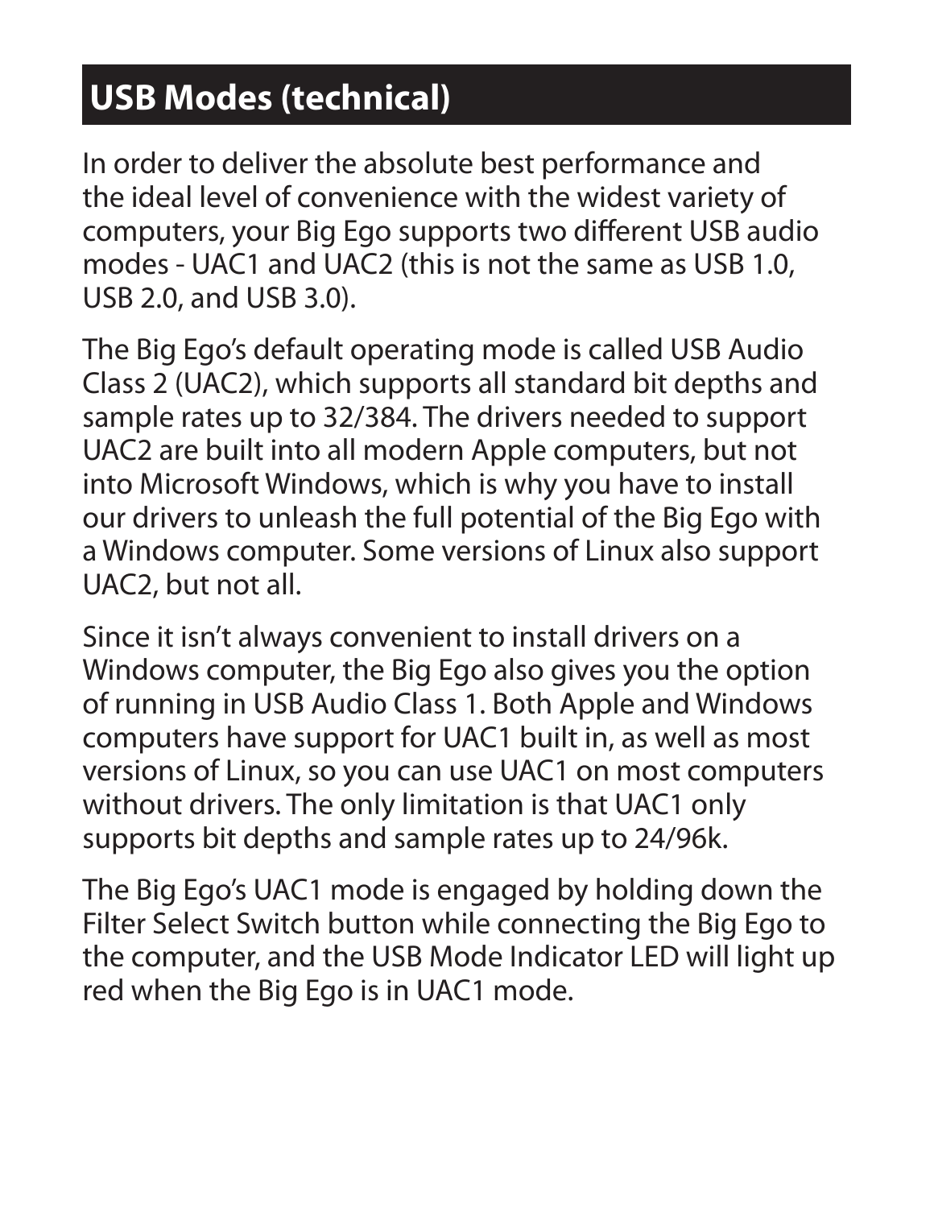## USB Modes (technical)

In order to deliver the absolute best performance and the ideal level of convenience with the widest variety of computers, your Big Ego supports two different USB audio modes - UAC1 and UAC2 (this is not the same as USB 1.0, USB 2.0, and USB 3.0).

The Big Ego's default operating mode is called USB Audio Class 2 (UAC2), which supports all standard bit depths and sample rates up to 32/384. The drivers needed to support UAC2 are built into all modern Apple computers, but not into Microsoft Windows, which is why you have to install our drivers to unleash the full potential of the Big Ego with a Windows computer. Some versions of Linux also support UAC2, but not all.

Since it isn't always convenient to install drivers on a Windows computer, the Big Ego also gives you the option of running in USB Audio Class 1. Both Apple and Windows computers have support for UAC1 built in, as well as most versions of Linux, so you can use UAC1 on most computers without drivers. The only limitation is that UAC1 only supports bit depths and sample rates up to 24/96k.

The Big Ego's UAC1 mode is engaged by holding down the Filter Select Switch button while connecting the Big Ego to the computer, and the USB Mode Indicator LED will light up red when the Big Ego is in UAC1 mode.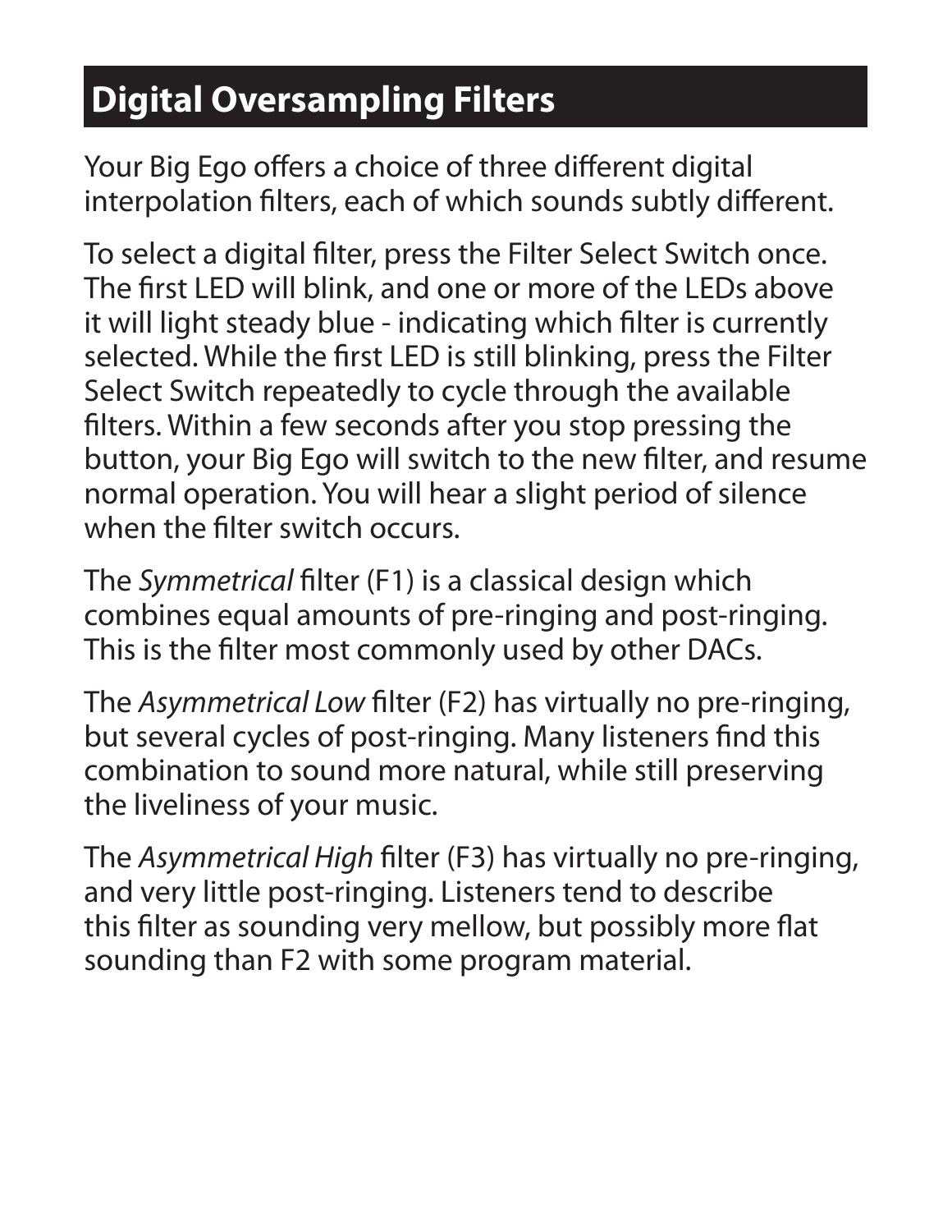## Digital Oversampling Filters

Your Big Ego offers a choice of three different digital interpolation filters, each of which sounds subtly different.

To select a digital filter, press the Filter Select Switch once. The first LED will blink, and one or more of the LEDs above it will light steady blue - indicating which filter is currently selected. While the first LED is still blinking, press the Filter Select Switch repeatedly to cycle through the available filters. Within a few seconds after you stop pressing the button, your Big Ego will switch to the new filter, and resume normal operation. You will hear a slight period of silence when the filter switch occurs.

The *Symmetrical* filter (F1) is a classical design which combines equal amounts of pre-ringing and post-ringing. This is the filter most commonly used by other DACs.

The *Asymmetrical Low* filter (F2) has virtually no pre-ringing, but several cycles of post-ringing. Many listeners find this combination to sound more natural, while still preserving the liveliness of your music.

The *Asymmetrical High* filter (F3) has virtually no pre-ringing, and very little post-ringing. Listeners tend to describe this filter as sounding very mellow, but possibly more flat sounding than F2 with some program material.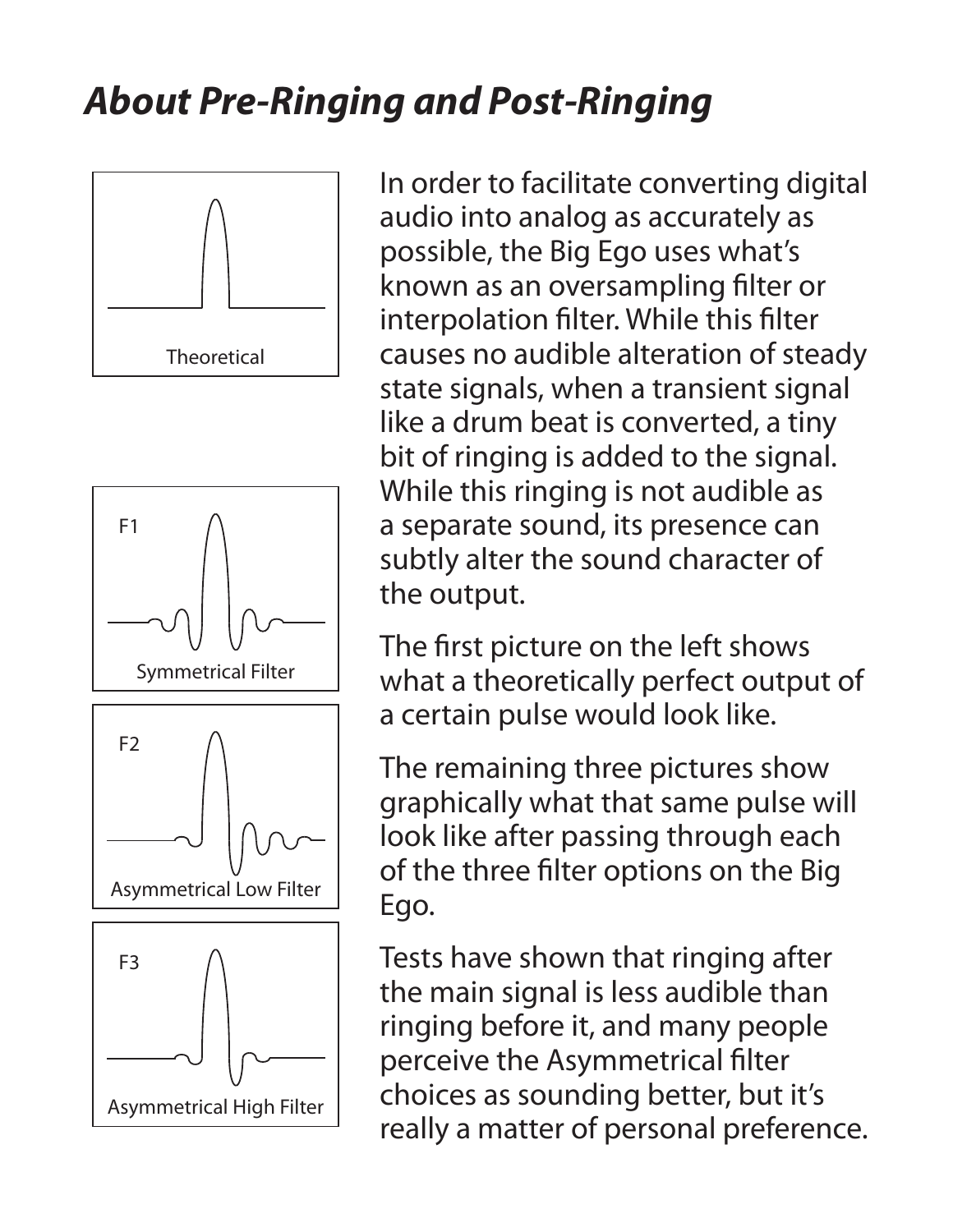# About Pre-Ringing and Post-Ringing

Theoretical

F1

Symmetrical Filter

F2

Asymmetrical Low Filter

F3

Asymmetrical High Filter

In order to facilitate converting digital audio into analog as accurately as possible, the Big Ego uses what's known as an oversampling filter or interpolation filter. While this filter causes no audible alteration of steady state signals, when a transient signal like a drum beat is converted, a tiny bit of ringing is added to the signal. While this ringing is not audible as a separate sound, its presence can subtly alter the sound character of the output.

The first picture on the left shows what a theoretically perfect output of a certain pulse would look like.

The remaining three pictures show graphically what that same pulse will look like after passing through each of the three filter options on the Big Ego.

Tests have shown that ringing after the main signal is less audible than ringing before it, and many people perceive the Asymmetrical filter choices as sounding better, but it's really a matter of personal preference.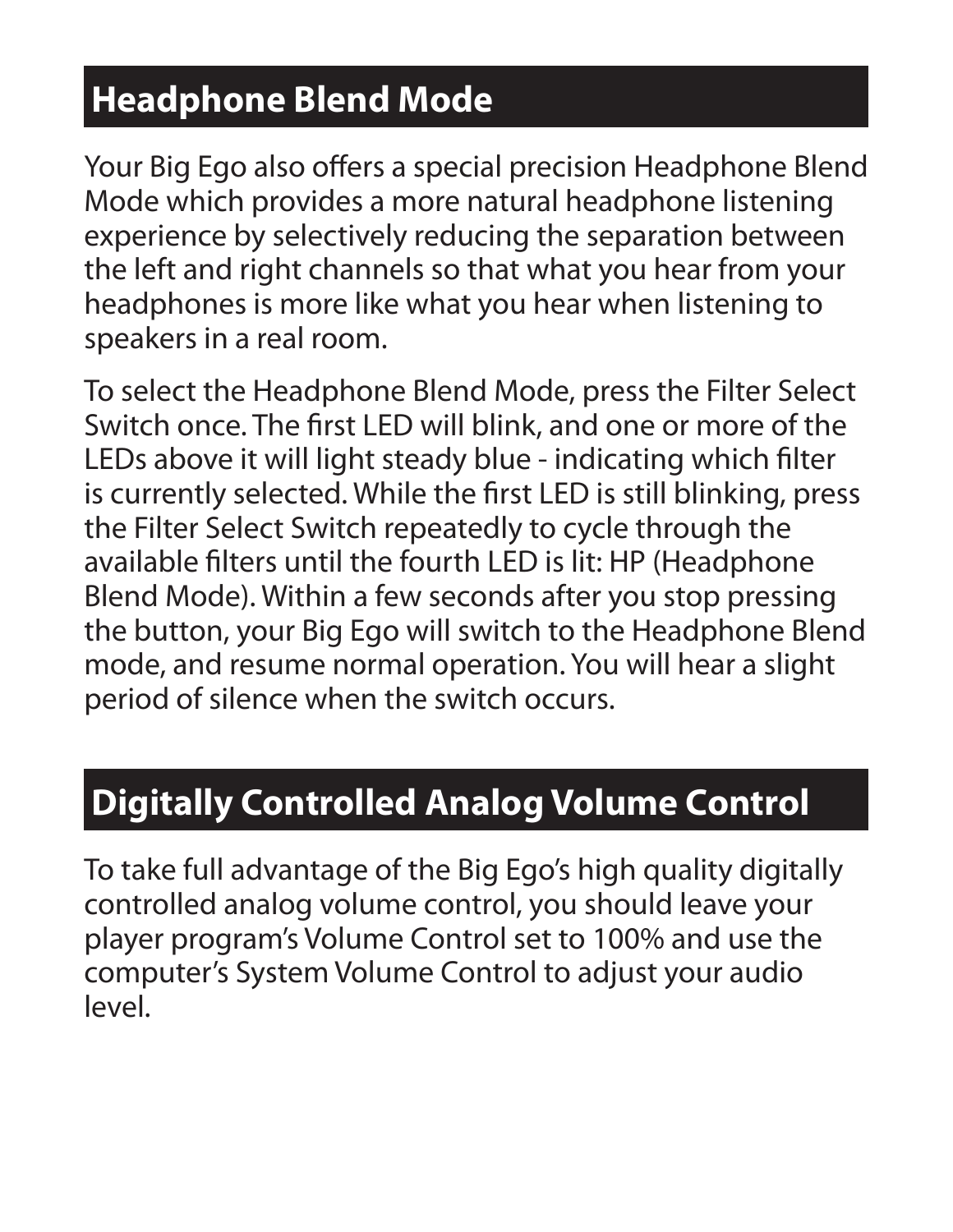## Headphone Blend Mode

Your Big Ego also offers a special precision Headphone Blend Mode which provides a more natural headphone listening experience by selectively reducing the separation between the left and right channels so that what you hear from your headphones is more like what you hear when listening to speakers in a real room.

To select the Headphone Blend Mode, press the Filter Select Switch once. The first LED will blink, and one or more of the LEDs above it will light steady blue - indicating which filter is currently selected. While the first LED is still blinking, press the Filter Select Switch repeatedly to cycle through the available filters until the fourth LED is lit: HP (Headphone Blend Mode). Within a few seconds after you stop pressing the button, your Big Ego will switch to the Headphone Blend mode, and resume normal operation. You will hear a slight period of silence when the switch occurs.

## Digitally Controlled Analog Volume Control

To take full advantage of the Big Ego's high quality digitally controlled analog volume control, you should leave your player program's Volume Control set to 100% and use the computer's System Volume Control to adjust your audio level.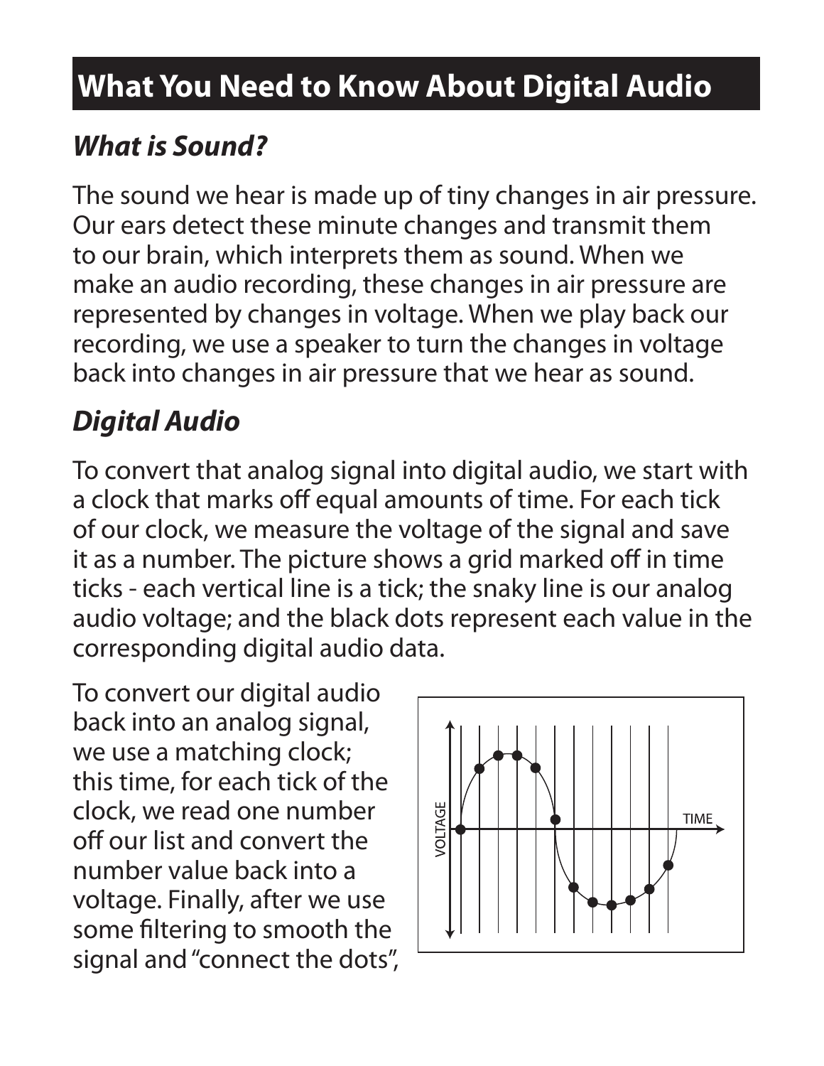# What You Need to Know About Digital Audio

## *What is Sound?*

The sound we hear is made up of tiny changes in air pressure. Our ears detect these minute changes and transmit them to our brain, which interprets them as sound. When we make an audio recording, these changes in air pressure are represented by changes in voltage. When we play back our recording, we use a speaker to turn the changes in voltage back into changes in air pressure that we hear as sound.

## *Digital Audio*

To convert that analog signal into digital audio, we start with a clock that marks off equal amounts of time. For each tick of our clock, we measure the voltage of the signal and save it as a number. The picture shows a grid marked off in time ticks - each vertical line is a tick; the snaky line is our analog audio voltage; and the black dots represent each value in the corresponding digital audio data.

To convert our digital audio back into an analog signal, we use a matching clock; this time, for each tick of the clock, we read one number off our list and convert the number value back into a voltage. Finally, after we use some filtering to smooth the signal and "connect the dots",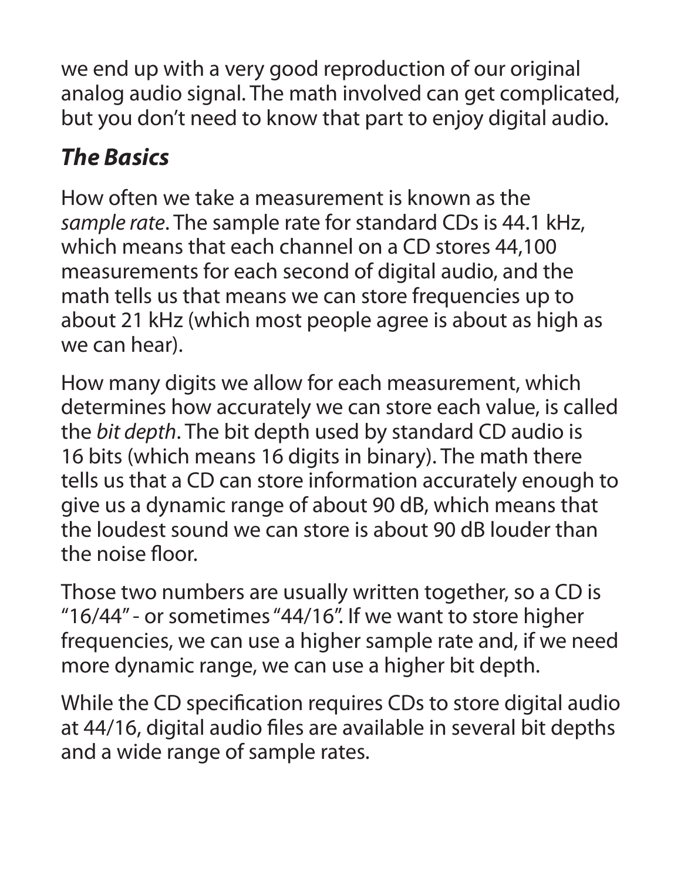we end up with a very good reproduction of our original analog audio signal. The math involved can get complicated, but you don't need to know that part to enjoy digital audio.

## *The Basics*

How often we take a measurement is known as the *sample rate*. The sample rate for standard CDs is 44.1 kHz, which means that each channel on a CD stores 44,100 measurements for each second of digital audio, and the math tells us that means we can store frequencies up to about 21 kHz (which most people agree is about as high as we can hear).

How many digits we allow for each measurement, which determines how accurately we can store each value, is called the *bit depth*. The bit depth used by standard CD audio is 16 bits (which means 16 digits in binary). The math there tells us that a CD can store information accurately enough to give us a dynamic range of about 90 dB, which means that the loudest sound we can store is about 90 dB louder than the noise floor.

Those two numbers are usually written together, so a CD is "16/44" - or sometimes "44/16". If we want to store higher frequencies, we can use a higher sample rate and, if we need more dynamic range, we can use a higher bit depth.

While the CD specification requires CDs to store digital audio at 44/16, digital audio files are available in several bit depths and a wide range of sample rates.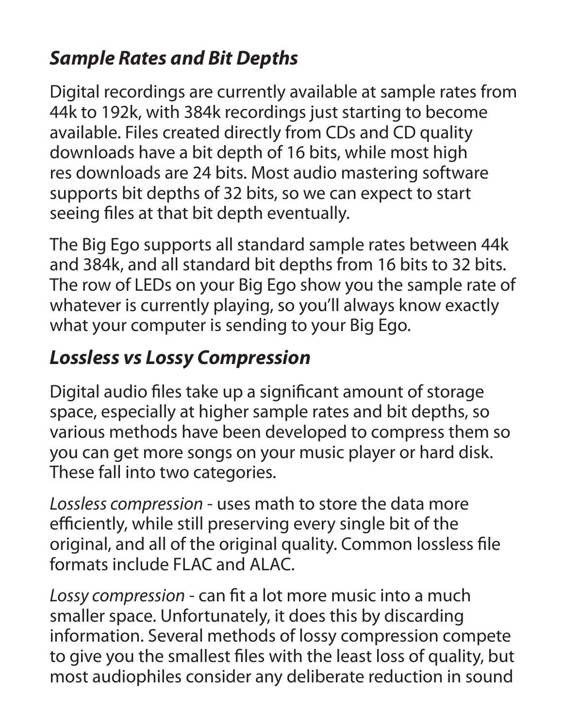## *Sample Rates and Bit Depths*

Digital recordings are currently available at sample rates from 44k to 192k, with 384k recordings just starting to become available. Files created directly from CDs and CD quality downloads have a bit depth of 16 bits, while most high res downloads are 24 bits. Most audio mastering software supports bit depths of 32 bits, so we can expect to start seeing files at that bit depth eventually.

The Big Ego supports all standard sample rates between 44k and 384k, and all standard bit depths from 16 bits to 32 bits. The row of LEDs on your Big Ego show you the sample rate of whatever is currently playing, so you'll always know exactly what your computer is sending to your Big Ego.

## *Lossless vs Lossy Compression*

Digital audio files take up a significant amount of storage space, especially at higher sample rates and bit depths, so various methods have been developed to compress them so you can get more songs on your music player or hard disk. These fall into two categories.

*Lossless compression* - uses math to store the data more efficiently, while still preserving every single bit of the original, and all of the original quality. Common lossless file formats include FLAC and ALAC.

*Lossy compression* - can fit a lot more music into a much smaller space. Unfortunately, it does this by discarding information. Several methods of lossy compression compete to give you the smallest files with the least loss of quality, but most audiophiles consider any deliberate reduction in sound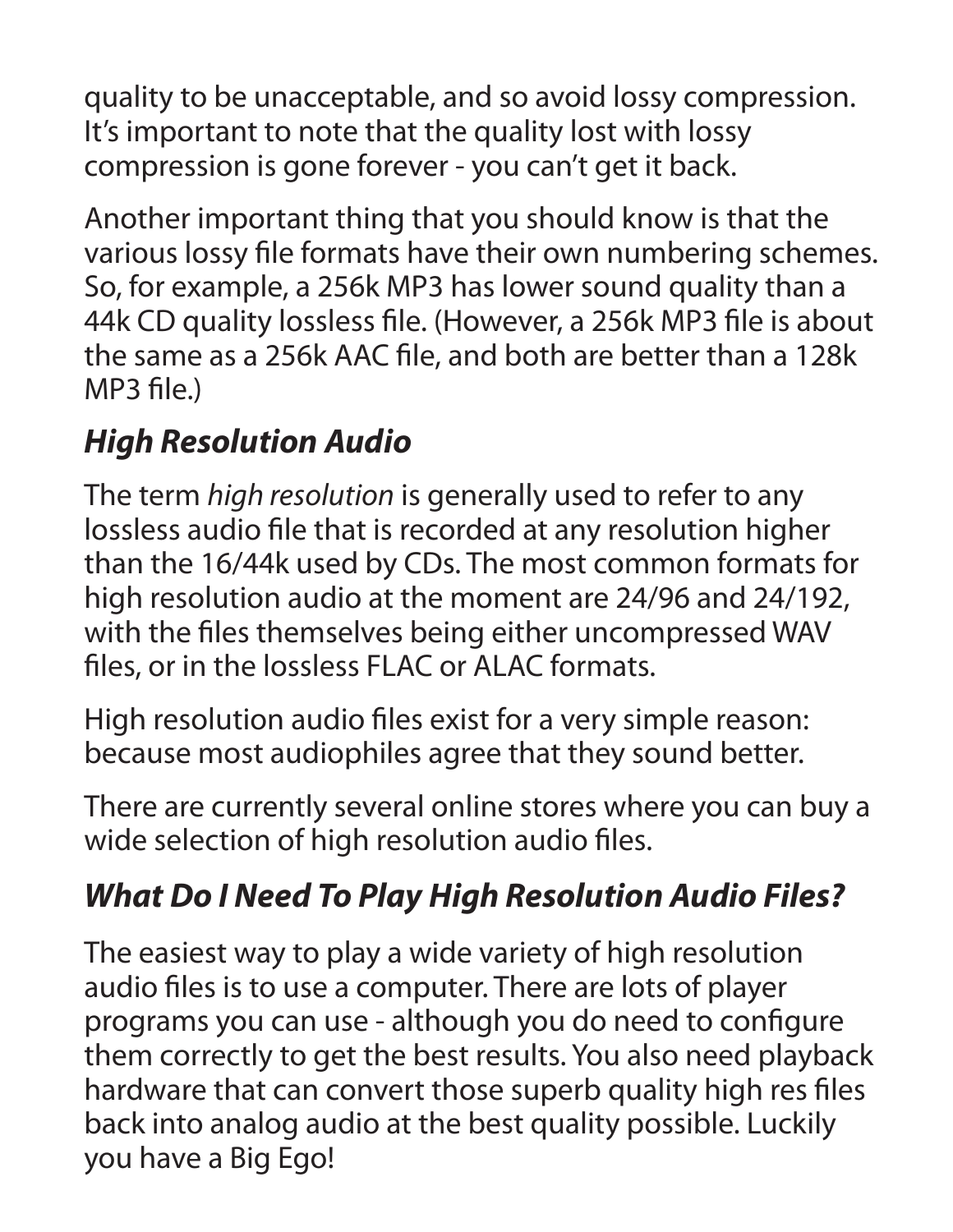quality to be unacceptable, and so avoid lossy compression. It's important to note that the quality lost with lossy compression is gone forever - you can't get it back.

Another important thing that you should know is that the various lossy file formats have their own numbering schemes. So, for example, a 256k MP3 has lower sound quality than a 44k CD quality lossless file. (However, a 256k MP3 file is about the same as a 256k AAC file, and both are better than a 128k MP3 file.)

## *High Resolution Audio*

The term *high resolution* is generally used to refer to any lossless audio file that is recorded at any resolution higher than the 16/44k used by CDs. The most common formats for high resolution audio at the moment are 24/96 and 24/192, with the files themselves being either uncompressed WAV files, or in the lossless FLAC or ALAC formats.

High resolution audio files exist for a very simple reason: because most audiophiles agree that they sound better.

There are currently several online stores where you can buy a wide selection of high resolution audio files.

## *What Do I Need To Play High Resolution Audio Files?*

The easiest way to play a wide variety of high resolution audio files is to use a computer. There are lots of player programs you can use - although you do need to configure them correctly to get the best results. You also need playback hardware that can convert those superb quality high res files back into analog audio at the best quality possible. Luckily you have a Big Ego!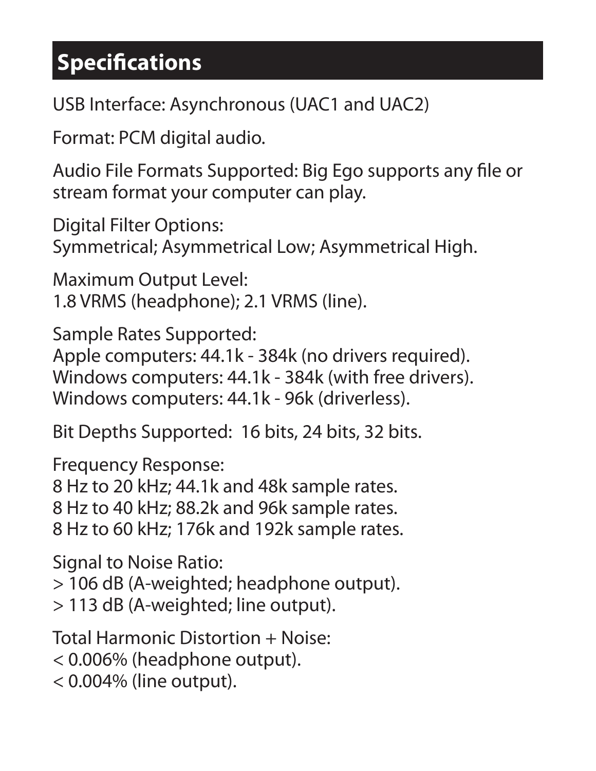## Specifications

USB Interface: Asynchronous (UAC1 and UAC2)

Format: PCM digital audio.

Audio File Formats Supported: Big Ego supports any file or stream format your computer can play.

Digital Filter Options:
Symmetrical; Asymmetrical Low; Asymmetrical High.

Maximum Output Level:
1.8 VRMS (headphone); 2.1 VRMS (line).

Sample Rates Supported:
Apple computers: 44.1k - 384k (no drivers required).
Windows computers: 44.1k - 384k (with free drivers).
Windows computers: 44.1k - 96k (driverless).

Bit Depths Supported: 16 bits, 24 bits, 32 bits.

Frequency Response:
8 Hz to 20 kHz; 44.1k and 48k sample rates.
8 Hz to 40 kHz; 88.2k and 96k sample rates.
8 Hz to 60 kHz; 176k and 192k sample rates.

Signal to Noise Ratio:
> 106 dB (A-weighted; headphone output).
> 113 dB (A-weighted; line output).

Total Harmonic Distortion + Noise:
< 0.006% (headphone output).
< 0.004% (line output).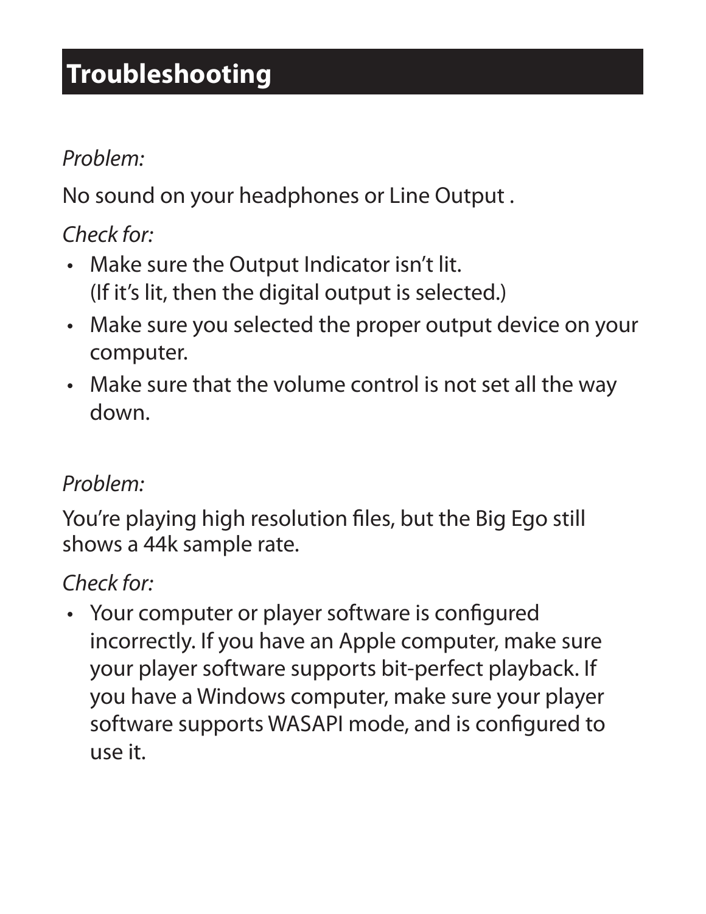## Troubleshooting

*Problem:*

No sound on your headphones or Line Output .

*Check for:*

- Make sure the Output Indicator isn't lit.  
  (If it's lit, then the digital output is selected.)
- Make sure you selected the proper output device on your computer.
- Make sure that the volume control is not set all the way down.

*Problem:*

You're playing high resolution files, but the Big Ego still shows a 44k sample rate.

*Check for:*

- Your computer or player software is configured incorrectly. If you have an Apple computer, make sure your player software supports bit-perfect playback. If you have a Windows computer, make sure your player software supports WASAPI mode, and is configured to use it.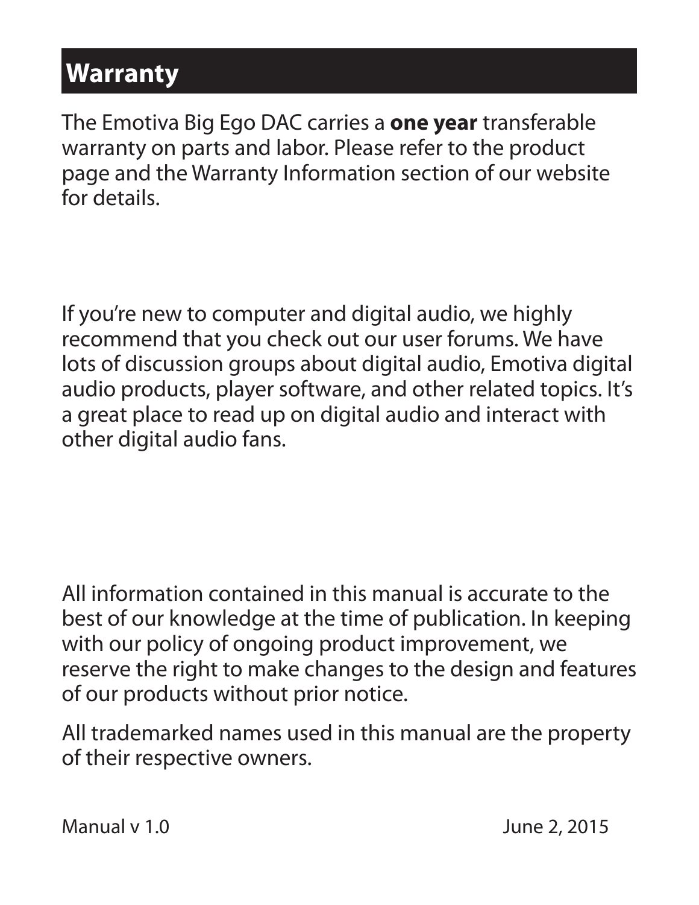## Warranty

The Emotiva Big Ego DAC carries a **one year** transferable warranty on parts and labor. Please refer to the product page and the Warranty Information section of our website for details.

If you're new to computer and digital audio, we highly recommend that you check out our user forums. We have lots of discussion groups about digital audio, Emotiva digital audio products, player software, and other related topics. It's a great place to read up on digital audio and interact with other digital audio fans.

All information contained in this manual is accurate to the best of our knowledge at the time of publication. In keeping with our policy of ongoing product improvement, we reserve the right to make changes to the design and features of our products without prior notice.

All trademarked names used in this manual are the property of their respective owners.

Manual v 1.0 June 2, 2015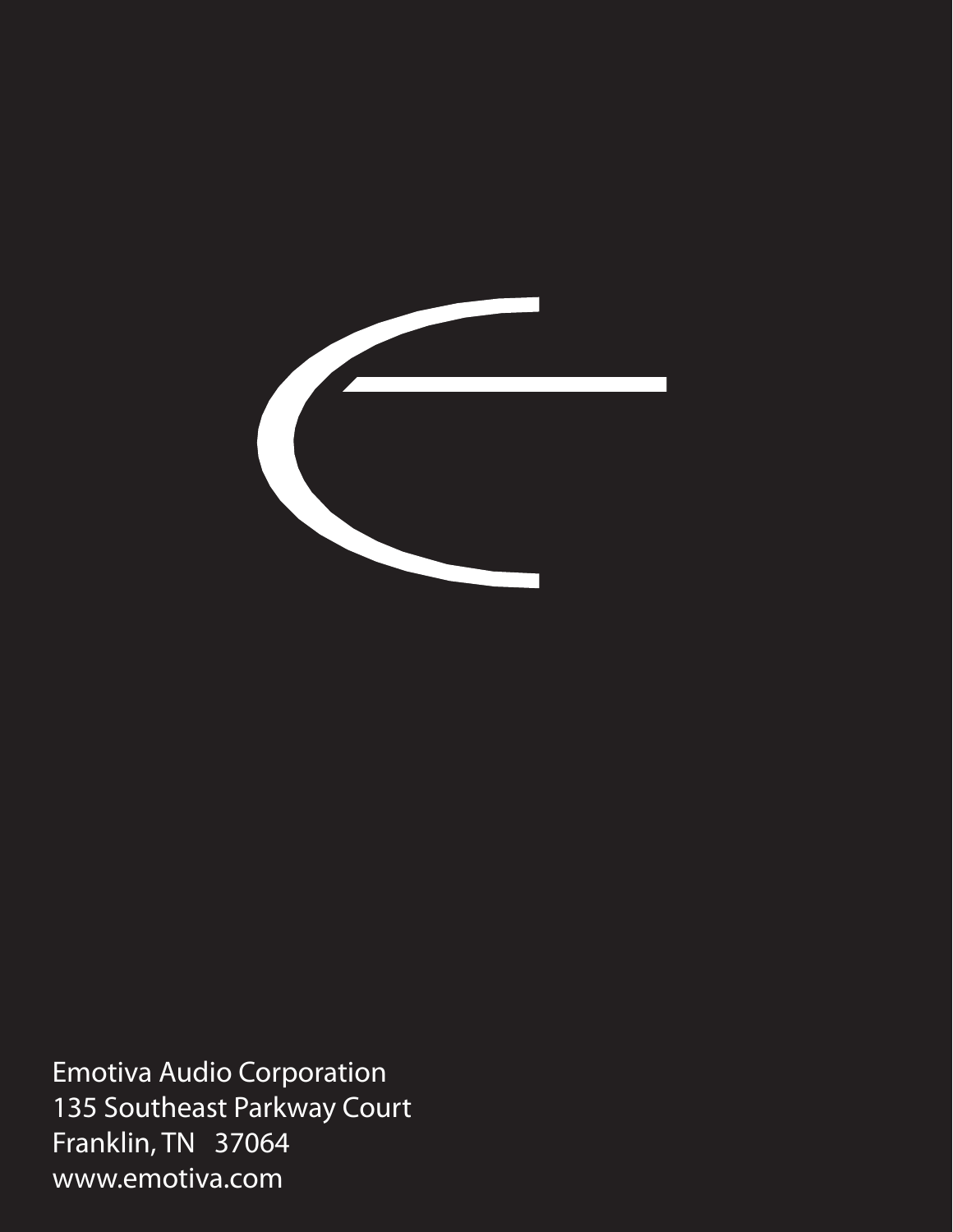Emotiva Audio Corporation
135 Southeast Parkway Court
Franklin, TN 37064
www.emotiva.com